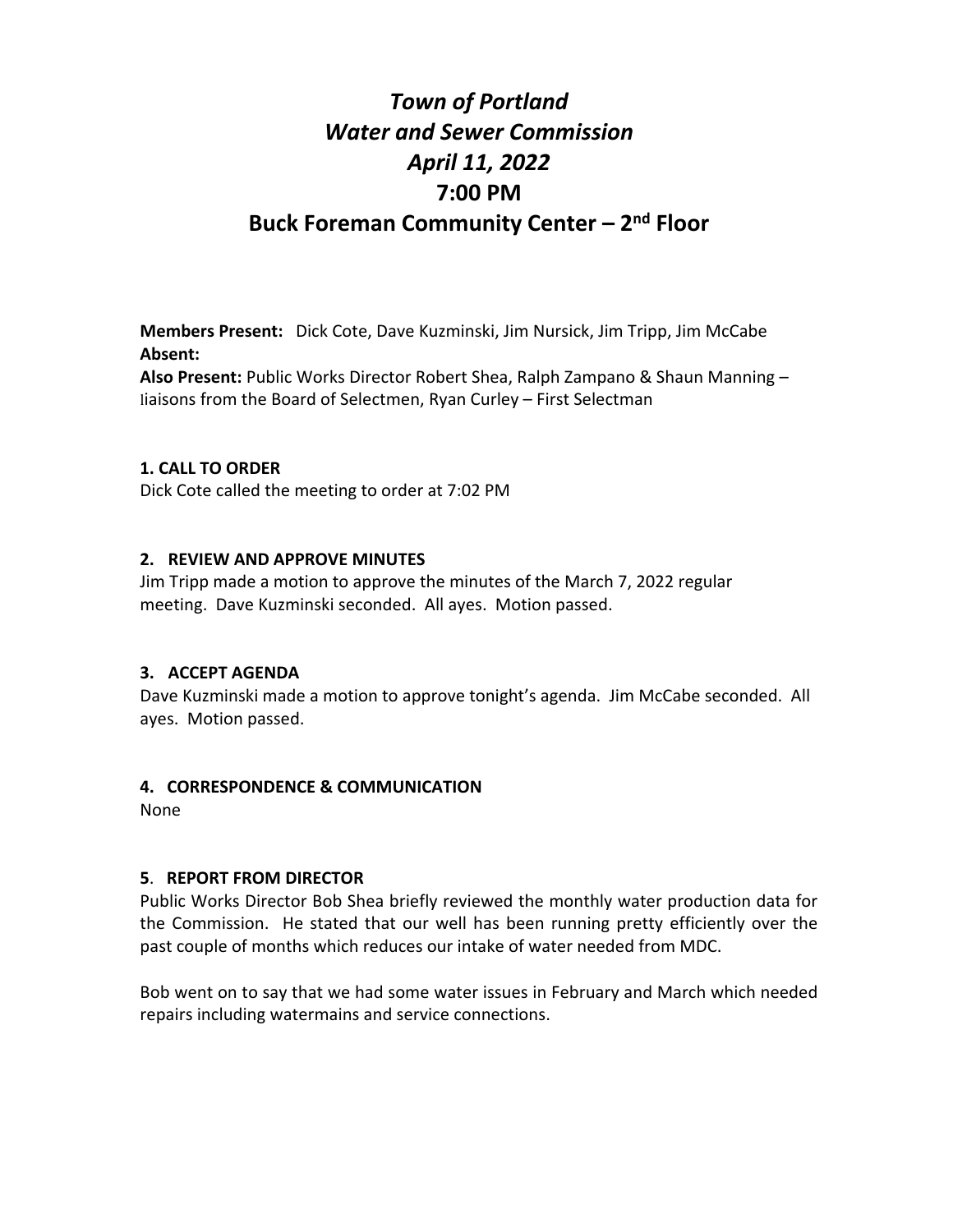# *Town of Portland*
# *Water and Sewer Commission*
# *April 11, 2022*
# 7:00 PM
# Buck Foreman Community Center – 2nd Floor

**Members Present:** Dick Cote, Dave Kuzminski, Jim Nursick, Jim Tripp, Jim McCabe
**Absent:**
**Also Present:** Public Works Director Robert Shea, Ralph Zampano & Shaun Manning – liaisons from the Board of Selectmen, Ryan Curley – First Selectman

**1. CALL TO ORDER**
Dick Cote called the meeting to order at 7:02 PM

**2. REVIEW AND APPROVE MINUTES**
Jim Tripp made a motion to approve the minutes of the March 7, 2022 regular meeting. Dave Kuzminski seconded. All ayes. Motion passed.

**3. ACCEPT AGENDA**
Dave Kuzminski made a motion to approve tonight's agenda. Jim McCabe seconded. All ayes. Motion passed.

**4. CORRESPONDENCE & COMMUNICATION**
None

**5. REPORT FROM DIRECTOR**
Public Works Director Bob Shea briefly reviewed the monthly water production data for the Commission. He stated that our well has been running pretty efficiently over the past couple of months which reduces our intake of water needed from MDC.

Bob went on to say that we had some water issues in February and March which needed repairs including watermains and service connections.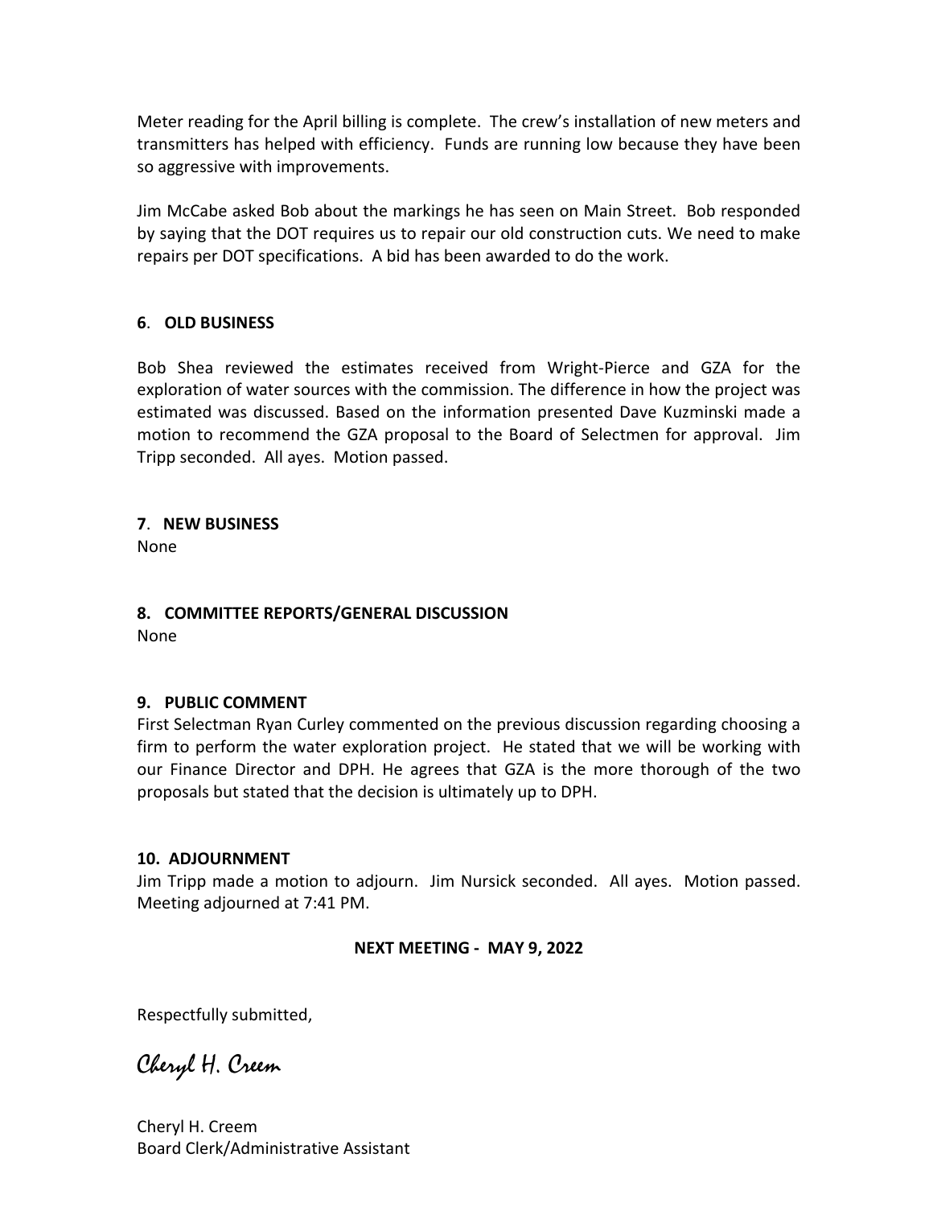Meter reading for the April billing is complete. The crew's installation of new meters and transmitters has helped with efficiency. Funds are running low because they have been so aggressive with improvements.

Jim McCabe asked Bob about the markings he has seen on Main Street. Bob responded by saying that the DOT requires us to repair our old construction cuts. We need to make repairs per DOT specifications. A bid has been awarded to do the work.

**6**. **OLD BUSINESS**

Bob Shea reviewed the estimates received from Wright-Pierce and GZA for the exploration of water sources with the commission. The difference in how the project was estimated was discussed. Based on the information presented Dave Kuzminski made a motion to recommend the GZA proposal to the Board of Selectmen for approval. Jim Tripp seconded. All ayes. Motion passed.

**7**. **NEW BUSINESS**

None

**8. COMMITTEE REPORTS/GENERAL DISCUSSION**

None

**9. PUBLIC COMMENT**

First Selectman Ryan Curley commented on the previous discussion regarding choosing a firm to perform the water exploration project. He stated that we will be working with our Finance Director and DPH. He agrees that GZA is the more thorough of the two proposals but stated that the decision is ultimately up to DPH.

**10. ADJOURNMENT**

Jim Tripp made a motion to adjourn. Jim Nursick seconded. All ayes. Motion passed. Meeting adjourned at 7:41 PM.

**NEXT MEETING - MAY 9, 2022**

Respectfully submitted,

*Cheryl H. Creem*

Cheryl H. Creem
Board Clerk/Administrative Assistant